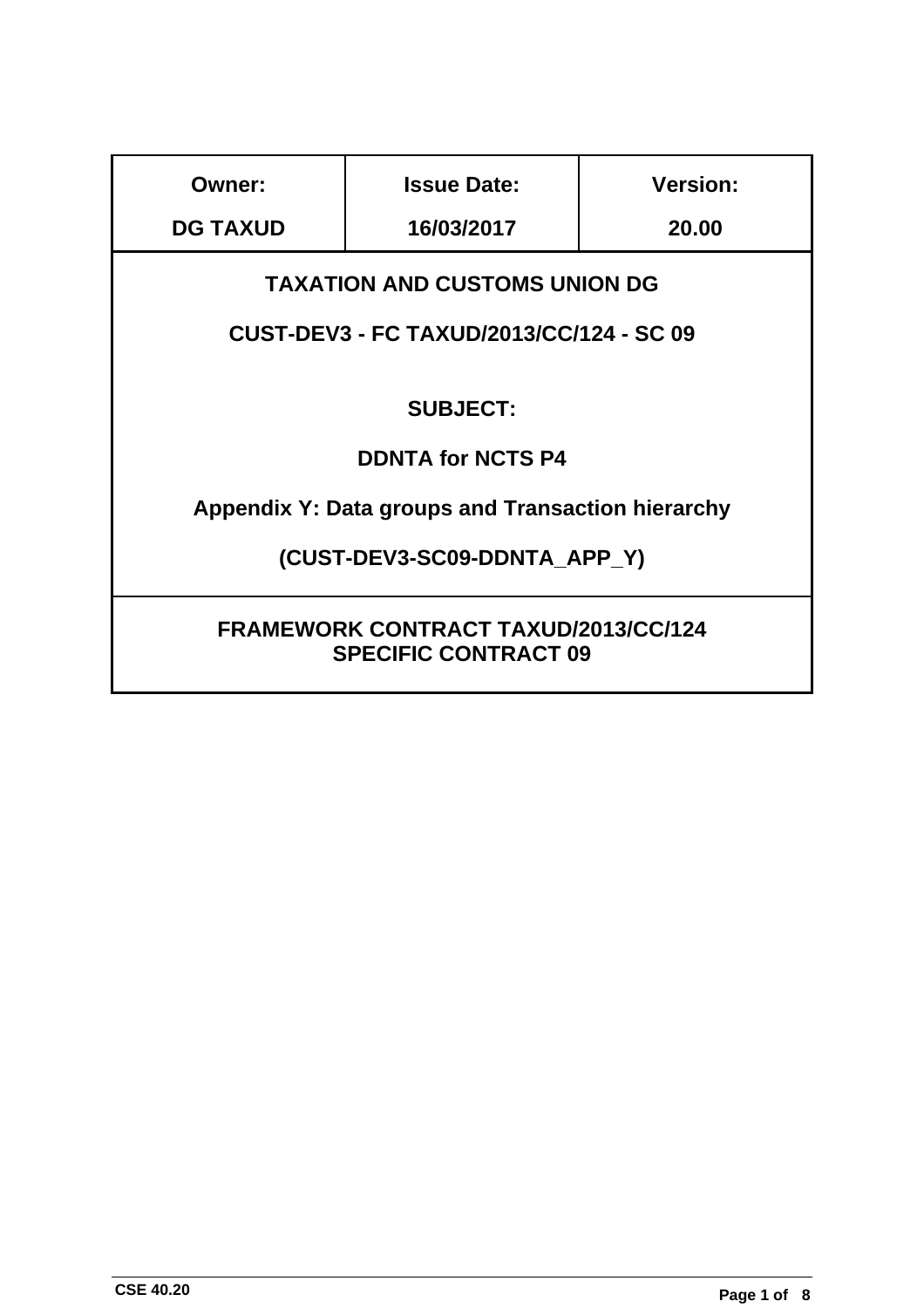| Owner: | Issue Date: | Version: |
|---|---|---|
| DG TAXUD | 16/03/2017 | 20.00 |

**TAXATION AND CUSTOMS UNION DG**

**CUST-DEV3 - FC TAXUD/2013/CC/124 - SC 09**

**SUBJECT:**

**DDNTA for NCTS P4**

**Appendix Y: Data groups and Transaction hierarchy**

**(CUST-DEV3-SC09-DDNTA_APP_Y)**

**FRAMEWORK CONTRACT TAXUD/2013/CC/124**
**SPECIFIC CONTRACT 09**

CSE 40.20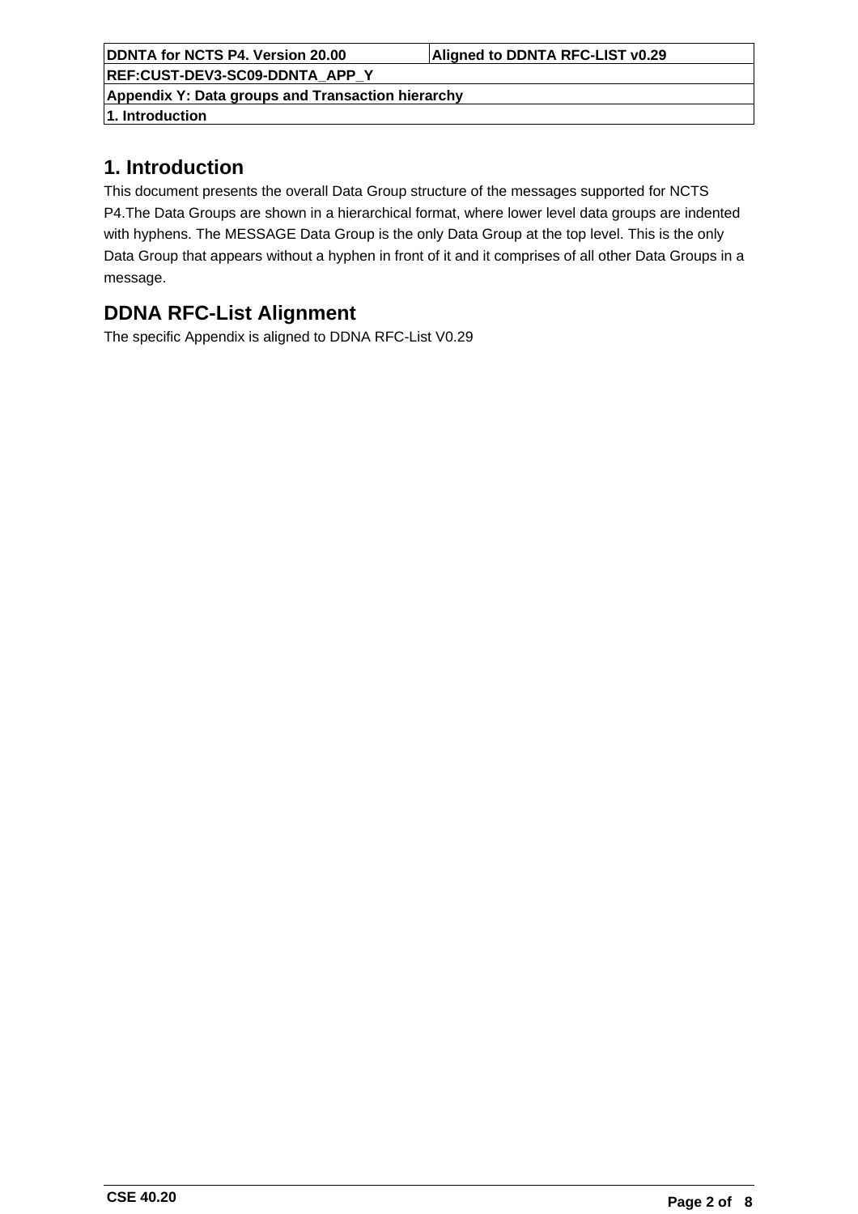# 1. Introduction

This document presents the overall Data Group structure of the messages supported for NCTS P4.The Data Groups are shown in a hierarchical format, where lower level data groups are indented with hyphens. The MESSAGE Data Group is the only Data Group at the top level. This is the only Data Group that appears without a hyphen in front of it and it comprises of all other Data Groups in a message.

# DDNA RFC-List Alignment

The specific Appendix is aligned to DDNA RFC-List V0.29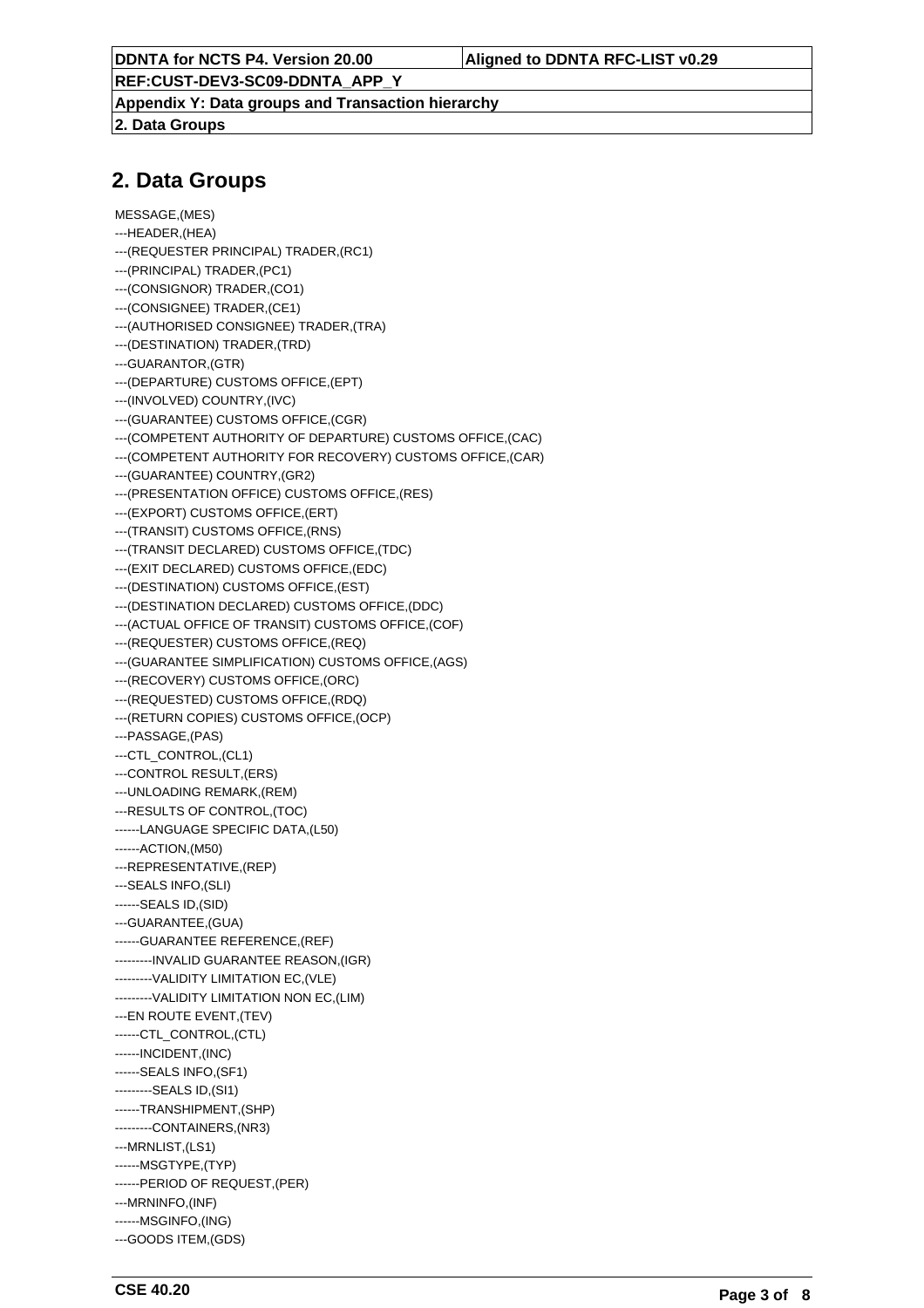## 2. Data Groups

```
MESSAGE,(MES)
---HEADER,(HEA)
---(REQUESTER PRINCIPAL) TRADER,(RC1)
---(PRINCIPAL) TRADER,(PC1)
---(CONSIGNOR) TRADER,(CO1)
---(CONSIGNEE) TRADER,(CE1)
---(AUTHORISED CONSIGNEE) TRADER,(TRA)
---(DESTINATION) TRADER,(TRD)
---GUARANTOR,(GTR)
---(DEPARTURE) CUSTOMS OFFICE,(EPT)
---(INVOLVED) COUNTRY,(IVC)
---(GUARANTEE) CUSTOMS OFFICE,(CGR)
---(COMPETENT AUTHORITY OF DEPARTURE) CUSTOMS OFFICE,(CAC)
---(COMPETENT AUTHORITY FOR RECOVERY) CUSTOMS OFFICE,(CAR)
---(GUARANTEE) COUNTRY,(GR2)
---(PRESENTATION OFFICE) CUSTOMS OFFICE,(RES)
---(EXPORT) CUSTOMS OFFICE,(ERT)
---(TRANSIT) CUSTOMS OFFICE,(RNS)
---(TRANSIT DECLARED) CUSTOMS OFFICE,(TDC)
---(EXIT DECLARED) CUSTOMS OFFICE,(EDC)
---(DESTINATION) CUSTOMS OFFICE,(EST)
---(DESTINATION DECLARED) CUSTOMS OFFICE,(DDC)
---(ACTUAL OFFICE OF TRANSIT) CUSTOMS OFFICE,(COF)
---(REQUESTER) CUSTOMS OFFICE,(REQ)
---(GUARANTEE SIMPLIFICATION) CUSTOMS OFFICE,(AGS)
---(RECOVERY) CUSTOMS OFFICE,(ORC)
---(REQUESTED) CUSTOMS OFFICE,(RDQ)
---(RETURN COPIES) CUSTOMS OFFICE,(OCP)
---PASSAGE,(PAS)
---CTL_CONTROL,(CL1)
---CONTROL RESULT,(ERS)
---UNLOADING REMARK,(REM)
---RESULTS OF CONTROL,(TOC)
------LANGUAGE SPECIFIC DATA,(L50)
------ACTION,(M50)
---REPRESENTATIVE,(REP)
---SEALS INFO,(SLI)
------SEALS ID,(SID)
---GUARANTEE,(GUA)
------GUARANTEE REFERENCE,(REF)
---------INVALID GUARANTEE REASON,(IGR)
---------VALIDITY LIMITATION EC,(VLE)
---------VALIDITY LIMITATION NON EC,(LIM)
---EN ROUTE EVENT,(TEV)
------CTL_CONTROL,(CTL)
------INCIDENT,(INC)
------SEALS INFO,(SF1)
---------SEALS ID,(SI1)
------TRANSHIPMENT,(SHP)
---------CONTAINERS,(NR3)
---MRNLIST,(LS1)
------MSGTYPE,(TYP)
------PERIOD OF REQUEST,(PER)
---MRNINFO,(INF)
------MSGINFO,(ING)
---GOODS ITEM,(GDS)
```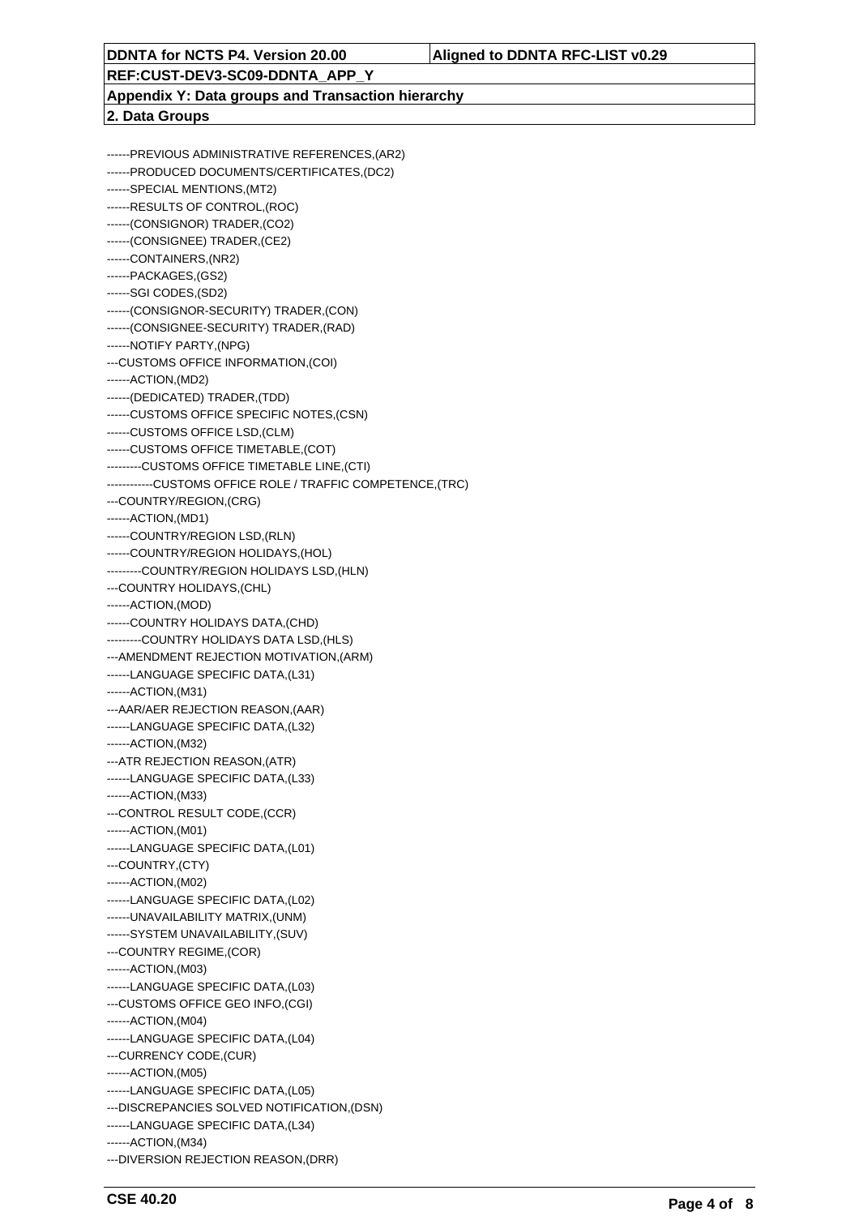| DDNTA for NCTS P4. Version 20.00 | Aligned to DDNTA RFC-LIST v0.29 |
|---|---|
| REF:CUST-DEV3-SC09-DDNTA_APP_Y | |
| Appendix Y: Data groups and Transaction hierarchy | |
| 2. Data Groups | |

------PREVIOUS ADMINISTRATIVE REFERENCES,(AR2)
------PRODUCED DOCUMENTS/CERTIFICATES,(DC2)
------SPECIAL MENTIONS,(MT2)
------RESULTS OF CONTROL,(ROC)
------(CONSIGNOR) TRADER,(CO2)
------(CONSIGNEE) TRADER,(CE2)
------CONTAINERS,(NR2)
------PACKAGES,(GS2)
------SGI CODES,(SD2)
------(CONSIGNOR-SECURITY) TRADER,(CON)
------(CONSIGNEE-SECURITY) TRADER,(RAD)
------NOTIFY PARTY,(NPG)
---CUSTOMS OFFICE INFORMATION,(COI)
------ACTION,(MD2)
------(DEDICATED) TRADER,(TDD)
------CUSTOMS OFFICE SPECIFIC NOTES,(CSN)
------CUSTOMS OFFICE LSD,(CLM)
------CUSTOMS OFFICE TIMETABLE,(COT)
---------CUSTOMS OFFICE TIMETABLE LINE,(CTI)
------------CUSTOMS OFFICE ROLE / TRAFFIC COMPETENCE,(TRC)
---COUNTRY/REGION,(CRG)
------ACTION,(MD1)
------COUNTRY/REGION LSD,(RLN)
------COUNTRY/REGION HOLIDAYS,(HOL)
---------COUNTRY/REGION HOLIDAYS LSD,(HLN)
---COUNTRY HOLIDAYS,(CHL)
------ACTION,(MOD)
------COUNTRY HOLIDAYS DATA,(CHD)
---------COUNTRY HOLIDAYS DATA LSD,(HLS)
---AMENDMENT REJECTION MOTIVATION,(ARM)
------LANGUAGE SPECIFIC DATA,(L31)
------ACTION,(M31)
---AAR/AER REJECTION REASON,(AAR)
------LANGUAGE SPECIFIC DATA,(L32)
------ACTION,(M32)
---ATR REJECTION REASON,(ATR)
------LANGUAGE SPECIFIC DATA,(L33)
------ACTION,(M33)
---CONTROL RESULT CODE,(CCR)
------ACTION,(M01)
------LANGUAGE SPECIFIC DATA,(L01)
---COUNTRY,(CTY)
------ACTION,(M02)
------LANGUAGE SPECIFIC DATA,(L02)
------UNAVAILABILITY MATRIX,(UNM)
------SYSTEM UNAVAILABILITY,(SUV)
---COUNTRY REGIME,(COR)
------ACTION,(M03)
------LANGUAGE SPECIFIC DATA,(L03)
---CUSTOMS OFFICE GEO INFO,(CGI)
------ACTION,(M04)
------LANGUAGE SPECIFIC DATA,(L04)
---CURRENCY CODE,(CUR)
------ACTION,(M05)
------LANGUAGE SPECIFIC DATA,(L05)
---DISCREPANCIES SOLVED NOTIFICATION,(DSN)
------LANGUAGE SPECIFIC DATA,(L34)
------ACTION,(M34)
---DIVERSION REJECTION REASON,(DRR)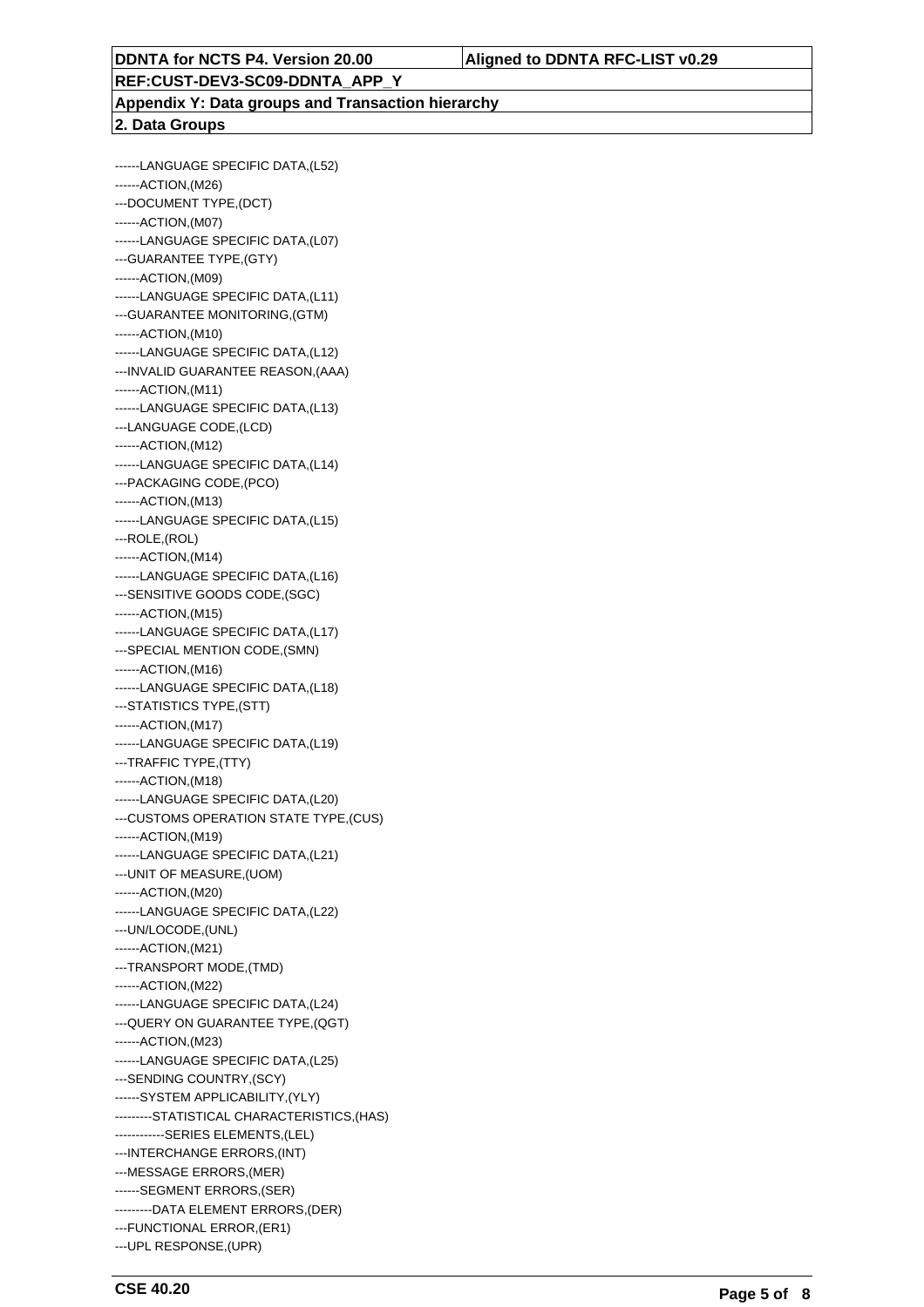**Appendix Y: Data groups and Transaction hierarchy**

**2. Data Groups**

```
------LANGUAGE SPECIFIC DATA,(L52)
------ACTION,(M26)
---DOCUMENT TYPE,(DCT)
------ACTION,(M07)
------LANGUAGE SPECIFIC DATA,(L07)
---GUARANTEE TYPE,(GTY)
------ACTION,(M09)
------LANGUAGE SPECIFIC DATA,(L11)
---GUARANTEE MONITORING,(GTM)
------ACTION,(M10)
------LANGUAGE SPECIFIC DATA,(L12)
---INVALID GUARANTEE REASON,(AAA)
------ACTION,(M11)
------LANGUAGE SPECIFIC DATA,(L13)
---LANGUAGE CODE,(LCD)
------ACTION,(M12)
------LANGUAGE SPECIFIC DATA,(L14)
---PACKAGING CODE,(PCO)
------ACTION,(M13)
------LANGUAGE SPECIFIC DATA,(L15)
---ROLE,(ROL)
------ACTION,(M14)
------LANGUAGE SPECIFIC DATA,(L16)
---SENSITIVE GOODS CODE,(SGC)
------ACTION,(M15)
------LANGUAGE SPECIFIC DATA,(L17)
---SPECIAL MENTION CODE,(SMN)
------ACTION,(M16)
------LANGUAGE SPECIFIC DATA,(L18)
---STATISTICS TYPE,(STT)
------ACTION,(M17)
------LANGUAGE SPECIFIC DATA,(L19)
---TRAFFIC TYPE,(TTY)
------ACTION,(M18)
------LANGUAGE SPECIFIC DATA,(L20)
---CUSTOMS OPERATION STATE TYPE,(CUS)
------ACTION,(M19)
------LANGUAGE SPECIFIC DATA,(L21)
---UNIT OF MEASURE,(UOM)
------ACTION,(M20)
------LANGUAGE SPECIFIC DATA,(L22)
---UN/LOCODE,(UNL)
------ACTION,(M21)
---TRANSPORT MODE,(TMD)
------ACTION,(M22)
------LANGUAGE SPECIFIC DATA,(L24)
---QUERY ON GUARANTEE TYPE,(QGT)
------ACTION,(M23)
------LANGUAGE SPECIFIC DATA,(L25)
---SENDING COUNTRY,(SCY)
------SYSTEM APPLICABILITY,(YLY)
---------STATISTICAL CHARACTERISTICS,(HAS)
------------SERIES ELEMENTS,(LEL)
---INTERCHANGE ERRORS,(INT)
---MESSAGE ERRORS,(MER)
------SEGMENT ERRORS,(SER)
---------DATA ELEMENT ERRORS,(DER)
---FUNCTIONAL ERROR,(ER1)
---UPL RESPONSE,(UPR)
```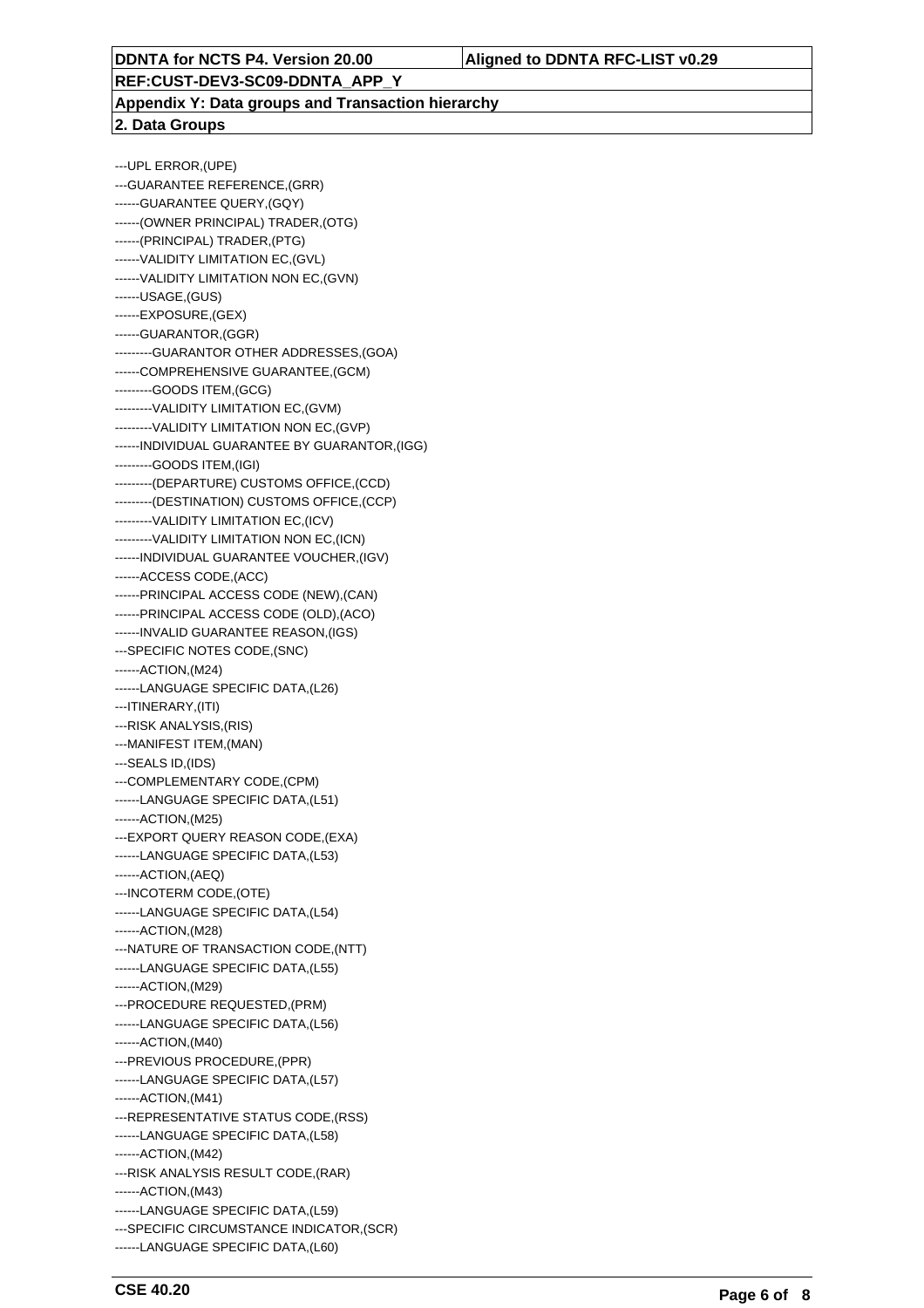---UPL ERROR,(UPE)
---GUARANTEE REFERENCE,(GRR)
------GUARANTEE QUERY,(GQY)
------(OWNER PRINCIPAL) TRADER,(OTG)
------(PRINCIPAL) TRADER,(PTG)
------VALIDITY LIMITATION EC,(GVL)
------VALIDITY LIMITATION NON EC,(GVN)
------USAGE,(GUS)
------EXPOSURE,(GEX)
------GUARANTOR,(GGR)
---------GUARANTOR OTHER ADDRESSES,(GOA)
------COMPREHENSIVE GUARANTEE,(GCM)
---------GOODS ITEM,(GCG)
---------VALIDITY LIMITATION EC,(GVM)
---------VALIDITY LIMITATION NON EC,(GVP)
------INDIVIDUAL GUARANTEE BY GUARANTOR,(IGG)
---------GOODS ITEM,(IGI)
---------(DEPARTURE) CUSTOMS OFFICE,(CCD)
---------(DESTINATION) CUSTOMS OFFICE,(CCP)
---------VALIDITY LIMITATION EC,(ICV)
---------VALIDITY LIMITATION NON EC,(ICN)
------INDIVIDUAL GUARANTEE VOUCHER,(IGV)
------ACCESS CODE,(ACC)
------PRINCIPAL ACCESS CODE (NEW),(CAN)
------PRINCIPAL ACCESS CODE (OLD),(ACO)
------INVALID GUARANTEE REASON,(IGS)
---SPECIFIC NOTES CODE,(SNC)
------ACTION,(M24)
------LANGUAGE SPECIFIC DATA,(L26)
---ITINERARY,(ITI)
---RISK ANALYSIS,(RIS)
---MANIFEST ITEM,(MAN)
---SEALS ID,(IDS)
---COMPLEMENTARY CODE,(CPM)
------LANGUAGE SPECIFIC DATA,(L51)
------ACTION,(M25)
---EXPORT QUERY REASON CODE,(EXA)
------LANGUAGE SPECIFIC DATA,(L53)
------ACTION,(AEQ)
---INCOTERM CODE,(OTE)
------LANGUAGE SPECIFIC DATA,(L54)
------ACTION,(M28)
---NATURE OF TRANSACTION CODE,(NTT)
------LANGUAGE SPECIFIC DATA,(L55)
------ACTION,(M29)
---PROCEDURE REQUESTED,(PRM)
------LANGUAGE SPECIFIC DATA,(L56)
------ACTION,(M40)
---PREVIOUS PROCEDURE,(PPR)
------LANGUAGE SPECIFIC DATA,(L57)
------ACTION,(M41)
---REPRESENTATIVE STATUS CODE,(RSS)
------LANGUAGE SPECIFIC DATA,(L58)
------ACTION,(M42)
---RISK ANALYSIS RESULT CODE,(RAR)
------ACTION,(M43)
------LANGUAGE SPECIFIC DATA,(L59)
---SPECIFIC CIRCUMSTANCE INDICATOR,(SCR)
------LANGUAGE SPECIFIC DATA,(L60)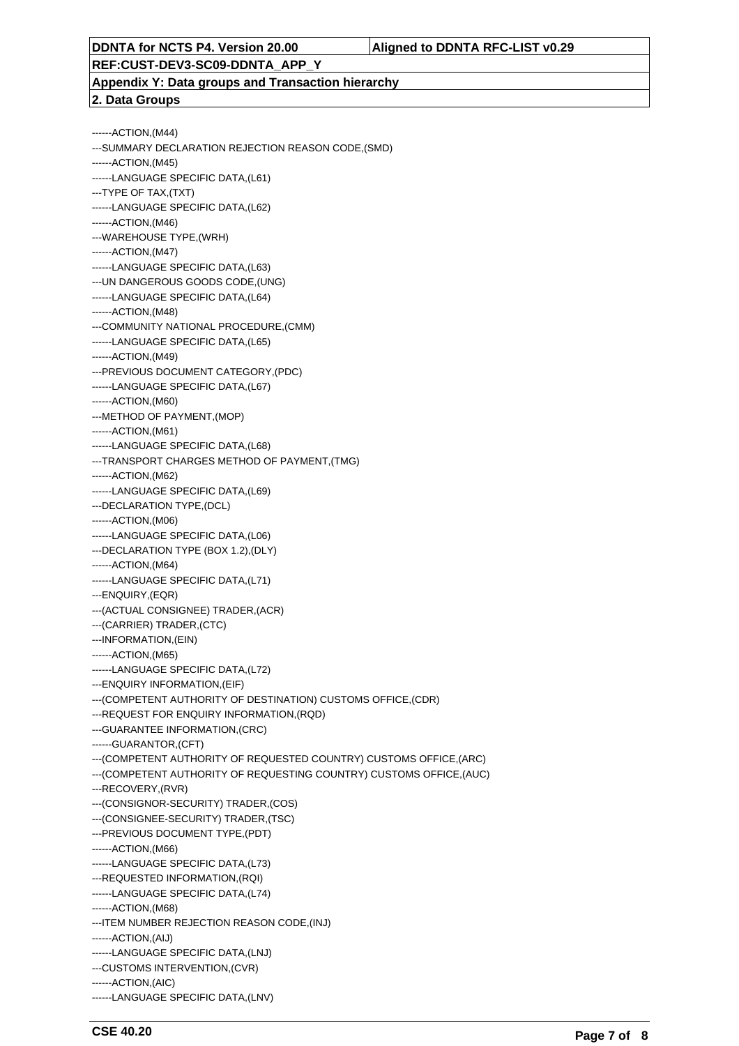------ACTION,(M44)
---SUMMARY DECLARATION REJECTION REASON CODE,(SMD)
------ACTION,(M45)
------LANGUAGE SPECIFIC DATA,(L61)
---TYPE OF TAX,(TXT)
------LANGUAGE SPECIFIC DATA,(L62)
------ACTION,(M46)
---WAREHOUSE TYPE,(WRH)
------ACTION,(M47)
------LANGUAGE SPECIFIC DATA,(L63)
---UN DANGEROUS GOODS CODE,(UNG)
------LANGUAGE SPECIFIC DATA,(L64)
------ACTION,(M48)
---COMMUNITY NATIONAL PROCEDURE,(CMM)
------LANGUAGE SPECIFIC DATA,(L65)
------ACTION,(M49)
---PREVIOUS DOCUMENT CATEGORY,(PDC)
------LANGUAGE SPECIFIC DATA,(L67)
------ACTION,(M60)
---METHOD OF PAYMENT,(MOP)
------ACTION,(M61)
------LANGUAGE SPECIFIC DATA,(L68)
---TRANSPORT CHARGES METHOD OF PAYMENT,(TMG)
------ACTION,(M62)
------LANGUAGE SPECIFIC DATA,(L69)
---DECLARATION TYPE,(DCL)
------ACTION,(M06)
------LANGUAGE SPECIFIC DATA,(L06)
---DECLARATION TYPE (BOX 1.2),(DLY)
------ACTION,(M64)
------LANGUAGE SPECIFIC DATA,(L71)
---ENQUIRY,(EQR)
---(ACTUAL CONSIGNEE) TRADER,(ACR)
---(CARRIER) TRADER,(CTC)
---INFORMATION,(EIN)
------ACTION,(M65)
------LANGUAGE SPECIFIC DATA,(L72)
---ENQUIRY INFORMATION,(EIF)
---(COMPETENT AUTHORITY OF DESTINATION) CUSTOMS OFFICE,(CDR)
---REQUEST FOR ENQUIRY INFORMATION,(RQD)
---GUARANTEE INFORMATION,(CRC)
------GUARANTOR,(CFT)
---(COMPETENT AUTHORITY OF REQUESTED COUNTRY) CUSTOMS OFFICE,(ARC)
---(COMPETENT AUTHORITY OF REQUESTING COUNTRY) CUSTOMS OFFICE,(AUC)
---RECOVERY,(RVR)
---(CONSIGNOR-SECURITY) TRADER,(COS)
---(CONSIGNEE-SECURITY) TRADER,(TSC)
---PREVIOUS DOCUMENT TYPE,(PDT)
------ACTION,(M66)
------LANGUAGE SPECIFIC DATA,(L73)
---REQUESTED INFORMATION,(RQI)
------LANGUAGE SPECIFIC DATA,(L74)
------ACTION,(M68)
---ITEM NUMBER REJECTION REASON CODE,(INJ)
------ACTION,(AIJ)
------LANGUAGE SPECIFIC DATA,(LNJ)
---CUSTOMS INTERVENTION,(CVR)
------ACTION,(AIC)
------LANGUAGE SPECIFIC DATA,(LNV)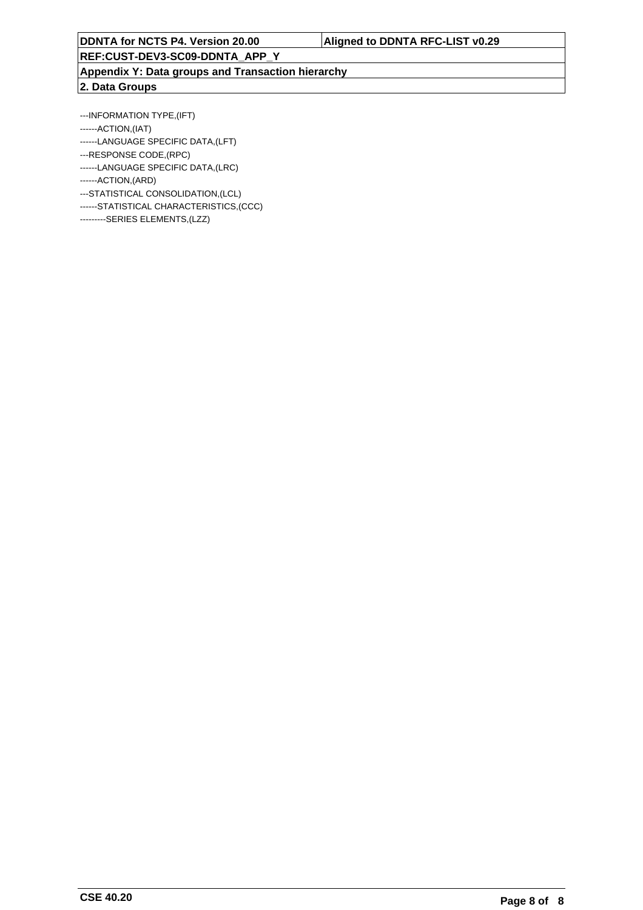---INFORMATION TYPE,(IFT)

------ACTION,(IAT)

------LANGUAGE SPECIFIC DATA,(LFT)

---RESPONSE CODE,(RPC)

------LANGUAGE SPECIFIC DATA,(LRC)

------ACTION,(ARD)

---STATISTICAL CONSOLIDATION,(LCL)

------STATISTICAL CHARACTERISTICS,(CCC)

---------SERIES ELEMENTS,(LZZ)